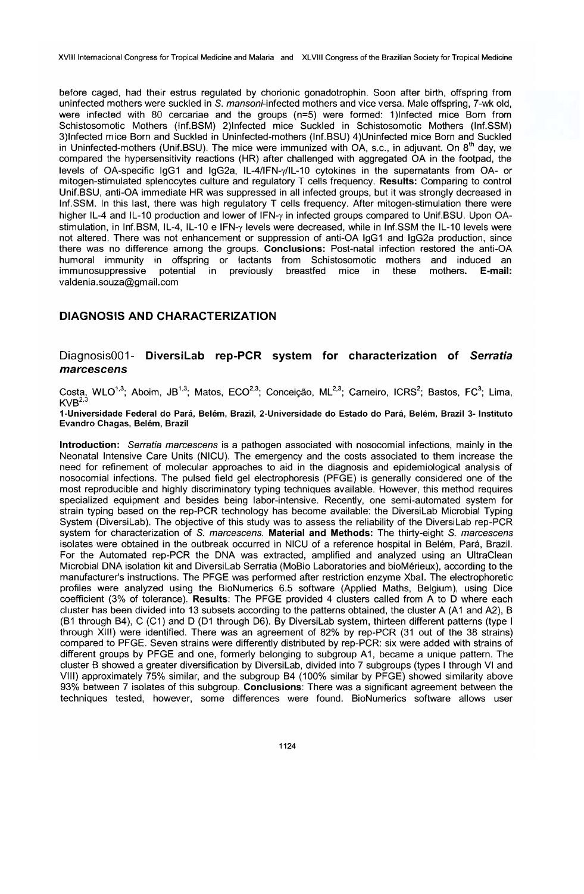before caged, had their estrus regulated by chorionic gonadotrophin. Soon after birth, offspring from uninfected mothers were suckled in *S. mansoni*-infected mothers and vice versa. Male offspring, 7-wk old, were infected with 80 cercariae and the groups (n=5) were formed: 1)Infected mice Born from Schistosomotic Mothers (Inf.BSM) 2)Infected mice Suckled in Schistosomotic Mothers (Inf.SSM) 3)Infected mice Born and Suckled in Uninfected-mothers (Inf.BSU) 4)Uninfected mice Born and Suckled in Uninfected-mothers (Unif.BSU). The mice were immunized with OA, s.c., in adjuvant. On 8th day, we compared the hypersensitivity reactions (HR) after challenged with aggregated OA in the footpad, the levels of OA-specific IgG1 and IgG2a, IL-4/IFN-γ/IL-10 cytokines in the supernatants from OA- or mitogen-stimulated splenocytes culture and regulatory T cells frequency. **Results:** Comparing to control Unif.BSU, anti-OA immediate HR was suppressed in all infected groups, but it was strongly decreased in Inf.SSM. In this last, there was high regulatory T cells frequency. After mitogen-stimulation there were higher IL-4 and IL-10 production and lower of IFN-γ in infected groups compared to Unif.BSU. Upon OA-stimulation, in Inf.BSM, IL-4, IL-10 e IFN-γ levels were decreased, while in Inf.SSM the IL-10 levels were not altered. There was not enhancement or suppression of anti-OA IgG1 and IgG2a production, since there was no difference among the groups. **Conclusions:** Post-natal infection restored the anti-OA humoral immunity in offspring or lactants from Schistosomotic mothers and induced an immunosuppressive potential in previously breastfed mice in these mothers. **E-mail:** valdenia.souza@gmail.com

## DIAGNOSIS AND CHARACTERIZATION

### Diagnosis001- **DiversiLab rep-PCR system for characterization of *Serratia marcescens***

Costa, WLO[1,3]; Aboim, JB[1,3]; Matos, ECO[2,3]; Conceição, ML[2,3]; Carneiro, ICRS[2]; Bastos, FC[3]; Lima, KVB[2,3]

**1-Universidade Federal do Pará, Belém, Brazil, 2-Universidade do Estado do Pará, Belém, Brazil 3- Instituto Evandro Chagas, Belém, Brazil**

**Introduction:** *Serratia marcescens* is a pathogen associated with nosocomial infections, mainly in the Neonatal Intensive Care Units (NICU). The emergency and the costs associated to them increase the need for refinement of molecular approaches to aid in the diagnosis and epidemiological analysis of nosocomial infections. The pulsed field gel electrophoresis (PFGE) is generally considered one of the most reproducible and highly discriminatory typing techniques available. However, this method requires specialized equipment and besides being labor-intensive. Recently, one semi-automated system for strain typing based on the rep-PCR technology has become available: the DiversiLab Microbial Typing System (DiversiLab). The objective of this study was to assess the reliability of the DiversiLab rep-PCR system for characterization of *S. marcescens*. **Material and Methods:** The thirty-eight *S. marcescens* isolates were obtained in the outbreak occurred in NICU of a reference hospital in Belém, Pará, Brazil. For the Automated rep-PCR the DNA was extracted, amplified and analyzed using an UltraClean Microbial DNA isolation kit and DiversiLab Serratia (MoBio Laboratories and bioMérieux), according to the manufacturer's instructions. The PFGE was performed after restriction enzyme XbaI. The electrophoretic profiles were analyzed using the BioNumerics 6.5 software (Applied Maths, Belgium), using Dice coefficient (3% of tolerance). **Results**: The PFGE provided 4 clusters called from A to D where each cluster has been divided into 13 subsets according to the patterns obtained, the cluster A (A1 and A2), B (B1 through B4), C (C1) and D (D1 through D6). By DiversiLab system, thirteen different patterns (type I through XIII) were identified. There was an agreement of 82% by rep-PCR (31 out of the 38 strains) compared to PFGE. Seven strains were differently distributed by rep-PCR: six were added with strains of different groups by PFGE and one, formerly belonging to subgroup A1, became a unique pattern. The cluster B showed a greater diversification by DiversiLab, divided into 7 subgroups (types I through VI and VIII) approximately 75% similar, and the subgroup B4 (100% similar by PFGE) showed similarity above 93% between 7 isolates of this subgroup. **Conclusions**: There was a significant agreement between the techniques tested, however, some differences were found. BioNumerics software allows user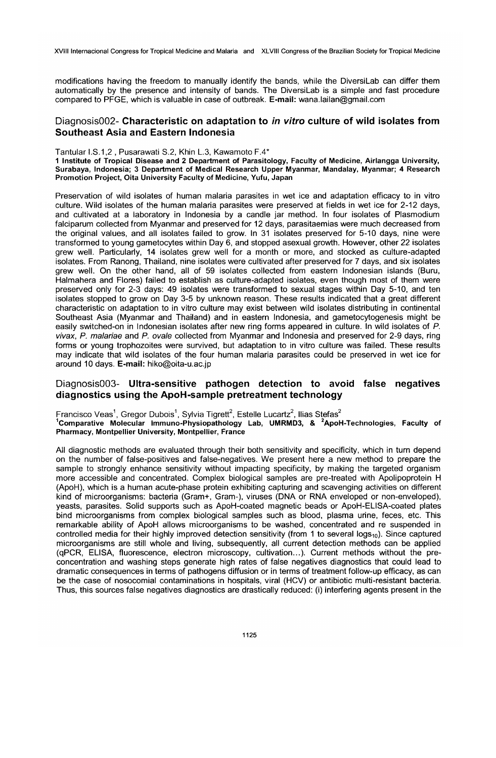modifications having the freedom to manually identify the bands, while the DiversiLab can differ them automatically by the presence and intensity of bands. The DiversiLab is a simple and fast procedure compared to PFGE, which is valuable in case of outbreak. **E-mail:** wana.lailan@gmail.com

## Diagnosis002- **Characteristic on adaptation to *in vitro* culture of wild isolates from Southeast Asia and Eastern Indonesia**

Tantular I.S.1,2 , Pusarawati S.2, Khin L.3, Kawamoto F.4*

**1 Institute of Tropical Disease and 2 Department of Parasitology, Faculty of Medicine, Airlangga University, Surabaya, Indonesia; 3 Department of Medical Research Upper Myanmar, Mandalay, Myanmar; 4 Research Promotion Project, Oita University Faculty of Medicine, Yufu, Japan**

Preservation of wild isolates of human malaria parasites in wet ice and adaptation efficacy to in vitro culture. Wild isolates of the human malaria parasites were preserved at fields in wet ice for 2-12 days, and cultivated at a laboratory in Indonesia by a candle jar method. In four isolates of Plasmodium falciparum collected from Myanmar and preserved for 12 days, parasitaemias were much decreased from the original values, and all isolates failed to grow. In 31 isolates preserved for 5-10 days, nine were transformed to young gametocytes within Day 6, and stopped asexual growth. However, other 22 isolates grew well. Particularly, 14 isolates grew well for a month or more, and stocked as culture-adapted isolates. From Ranong, Thailand, nine isolates were cultivated after preserved for 7 days, and six isolates grew well. On the other hand, all of 59 isolates collected from eastern Indonesian islands (Buru, Halmahera and Flores) failed to establish as culture-adapted isolates, even though most of them were preserved only for 2-3 days: 49 isolates were transformed to sexual stages within Day 5-10, and ten isolates stopped to grow on Day 3-5 by unknown reason. These results indicated that a great different characteristic on adaptation to in vitro culture may exist between wild isolates distributing in continental Southeast Asia (Myanmar and Thailand) and in eastern Indonesia, and gametocytogenesis might be easily switched-on in Indonesian isolates after new ring forms appeared in culture. In wild isolates of *P. vivax*, *P. malariae* and *P. ovale* collected from Myanmar and Indonesia and preserved for 2-9 days, ring forms or young trophozoites were survived, but adaptation to in vitro culture was failed. These results may indicate that wild isolates of the four human malaria parasites could be preserved in wet ice for around 10 days. **E-mail:** hiko@oita-u.ac.jp

## Diagnosis003- **Ultra-sensitive pathogen detection to avoid false negatives diagnostics using the ApoH-sample pretreatment technology**

Francisco Veas[1], Gregor Dubois[1], Sylvia Tigrett[2], Estelle Lucartz[2], Ilias Stefas[2]

**[1]Comparative Molecular Immuno-Physiopathology Lab, UMRMD3, & [2]ApoH-Technologies, Faculty of Pharmacy, Montpellier University, Montpellier, France**

All diagnostic methods are evaluated through their both sensitivity and specificity, which in turn depend on the number of false-positives and false-negatives. We present here a new method to prepare the sample to strongly enhance sensitivity without impacting specificity, by making the targeted organism more accessible and concentrated. Complex biological samples are pre-treated with Apolipoprotein H (ApoH), which is a human acute-phase protein exhibiting capturing and scavenging activities on different kind of microorganisms: bacteria (Gram+, Gram-), viruses (DNA or RNA enveloped or non-enveloped), yeasts, parasites. Solid supports such as ApoH-coated magnetic beads or ApoH-ELISA-coated plates bind microorganisms from complex biological samples such as blood, plasma urine, feces, etc. This remarkable ability of ApoH allows microorganisms to be washed, concentrated and re suspended in controlled media for their highly improved detection sensitivity (from 1 to several $\log_{10}$). Since captured microorganisms are still whole and living, subsequently, all current detection methods can be applied (qPCR, ELISA, fluorescence, electron microscopy, cultivation...). Current methods without the pre-concentration and washing steps generate high rates of false negatives diagnostics that could lead to dramatic consequences in terms of pathogens diffusion or in terms of treatment follow-up efficacy, as can be the case of nosocomial contaminations in hospitals, viral (HCV) or antibiotic multi-resistant bacteria. Thus, this sources false negatives diagnostics are drastically reduced: (i) interfering agents present in the